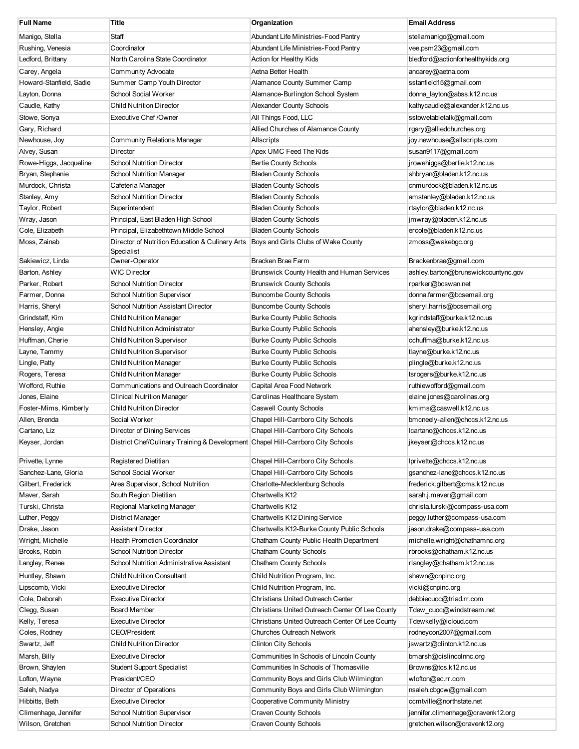| Full Name | Title | Organization | Email Address |
| --- | --- | --- | --- |
| Manigo, Stella | Staff | Abundant Life Ministries-Food Pantry | stellamanigo@gmail.com |
| Rushing, Venesia | Coordinator | Abundant Life Ministries-Food Pantry | vee.psm23@gmail.com |
| Ledford, Brittany | North Carolina State Coordinator | Action for Healthy Kids | bledford@actionforhealthykids.org |
| Carey, Angela | Community Advocate | Aetna Better Health | ancarey@aetna.com |
| Howard-Stanfield, Sadie | Summer Camp Youth Director | Alamance County Summer Camp | sstanfield15@gmail.com |
| Layton, Donna | School Social Worker | Alamance-Burlington School System | donna_layton@abss.k12.nc.us |
| Caudle, Kathy | Child Nutrition Director | Alexander County Schools | kathycaudle@alexander.k12.nc.us |
| Stowe, Sonya | Executive Chef /Owner | All Things Food, LLC | sstowetabletalk@gmail.com |
| Gary, Richard | | Allied Churches of Alamance County | rgary@alliedchurches.org |
| Newhouse, Joy | Community Relations Manager | Allscripts | joy.newhouse@allscripts.com |
| Alvey, Susan | Director | Apex UMC Feed The Kids | susan9117@gmail.com |
| Rowe-Higgs, Jacqueline | School Nutrition Director | Bertie County Schools | jrowehiggs@bertie.k12.nc.us |
| Bryan, Stephanie | School Nutrition Manager | Bladen County Schools | shbryan@bladen.k12.nc.us |
| Murdock, Christa | Cafeteria Manager | Bladen County Schools | cnmurdock@bladen.k12.nc.us |
| Stanley, Amy | School Nutrition Director | Bladen County Schools | amstanley@bladen.k12.nc.us |
| Taylor, Robert | Superintendent | Bladen County Schools | rtaylor@bladen.k12.nc.us |
| Wray, Jason | Principal, East Bladen High School | Bladen County Schools | jmwray@bladen.k12.nc.us |
| Cole, Elizabeth | Principal, Elizabethtown Middle School | Bladen County Schools | ercole@bladen.k12.nc.us |
| Moss, Zainab | Director of Nutrition Education & Culinary Arts Specialist | Boys and Girls Clubs of Wake County | zmoss@wakebgc.org |
| Sakiewicz, Linda | Owner-Operator | Bracken Brae Farm | Brackenbrae@gmail.com |
| Barton, Ashley | WIC Director | Brunswick County Health and Human Services | ashley.barton@brunswickcountync.gov |
| Parker, Robert | School Nutrition Director | Brunswick County Schools | rparker@bcswan.net |
| Farmer, Donna | School Nutrition Supervisor | Buncombe County Schools | donna.farmer@bcsemail.org |
| Harris, Sheryl | School Nutrition Assistant Director | Buncombe County Schools | sheryl.harris@bcsemail.org |
| Grindstaff, Kim | Child Nutrition Manager | Burke County Public Schools | kgrindstaff@burke.k12.nc.us |
| Hensley, Angie | Child Nutrition Administrator | Burke County Public Schools | ahensley@burke.k12.nc.us |
| Huffman, Cherie | Child Nutrition Supervisor | Burke County Public Schools | cchuffma@burke.k12.nc.us |
| Layne, Tammy | Child Nutrition Supervisor | Burke County Public Schools | tlayne@burke.k12.nc.us |
| Lingle, Patty | Child Nutrition Manager | Burke County Public Schools | plingle@burke.k12.nc.us |
| Rogers, Teresa | Child Nutrition Manager | Burke County Public Schools | tsrogers@burke.k12.nc.us |
| Wofford, Ruthie | Communications and Outreach Coordinator | Capital Area Food Network | ruthiewofford@gmail.com |
| Jones, Elaine | Clinical Nutrition Manager | Carolinas Healthcare System | elaine.jones@carolinas.org |
| Foster-Mims, Kimberly | Child Nutrition Director | Caswell County Schools | kmims@caswell.k12.nc.us |
| Allen, Brenda | Social Worker | Chapel Hill-Carrboro City Schools | bmcneely-allen@chccs.k12.nc.us |
| Cartano, Liz | Director of Dining Services | Chapel Hill-Carrboro City Schools | lcartano@chccs.k12.nc.us |
| Keyser, Jordan | District Chef/Culinary Training & Development | Chapel Hill-Carrboro City Schools | jkeyser@chccs.k12.nc.us |
| Privette, Lynne | Registered Dietitian | Chapel Hill-Carrboro City Schools | lprivette@chccs.k12.nc.us |
| Sanchez-Lane, Gloria | School Social Worker | Chapel Hill-Carrboro City Schools | gsanchez-lane@chccs.k12.nc.us |
| Gilbert, Frederick | Area Supervisor, School Nutrition | Charlotte-Mecklenburg Schools | frederick.gilbert@cms.k12.nc.us |
| Maver, Sarah | South Region Dietitian | Chartwells K12 | sarah.j.maver@gmail.com |
| Turski, Christa | Regional Marketing Manager | Chartwells K12 | christa.turski@compass-usa.com |
| Luther, Peggy | District Manager | Chartwells K12 Dining Service | peggy.luther@compass-usa.com |
| Drake, Jason | Assistant Director | Chartwells K12-Burke County Public Schools | jason.drake@compass-usa.com |
| Wright, Michelle | Health Promotion Coordinator | Chatham County Public Health Department | michelle.wright@chathamnc.org |
| Brooks, Robin | School Nutrition Director | Chatham County Schools | rbrooks@chatham.k12.nc.us |
| Langley, Renee | School Nutrition Administrative Assistant | Chatham County Schools | rlangley@chatham.k12.nc.us |
| Huntley, Shawn | Child Nutrition Consultant | Child Nutrition Program, Inc. | shawn@cnpinc.org |
| Lipscomb, Vicki | Executive Director | Child Nutrition Program, Inc. | vicki@cnpinc.org |
| Cole, Deborah | Executive Director | Christians United Outreach Center | debbiecuoc@triad.rr.com |
| Clegg, Susan | Board Member | Christians United Outreach Center Of Lee County | Tdew_cuoc@windstream.net |
| Kelly, Teresa | Executive Director | Christians United Outreach Center Of Lee County | Tdewkelly@icloud.com |
| Coles, Rodney | CEO/President | Churches Outreach Network | rodneycon2007@gmail.com |
| Swartz, Jeff | Child Nutrition Director | Clinton City Schools | jswartz@clinton.k12.nc.us |
| Marsh, Billy | Executive Director | Communities In Schools of Lincoln County | bmarsh@cislincolnnc.org |
| Brown, Shaylen | Student Support Specialist | Communities In Schools of Thomasville | Browns@tcs.k12.nc.us |
| Lofton, Wayne | President/CEO | Community Boys and Girls Club Wilmington | wlofton@ec.rr.com |
| Saleh, Nadya | Director of Operations | Community Boys and Girls Club Wilmington | nsaleh.cbgcw@gmail.com |
| Hibbitts, Beth | Executive Director | Cooperative Community Ministry | ccmtville@northstate.net |
| Climenhage, Jennifer | School Nutrition Supervisor | Craven County Schools | jennifer.climenhage@cravenk12.org |
| Wilson, Gretchen | School Nutrition Director | Craven County Schools | gretchen.wilson@cravenk12.org |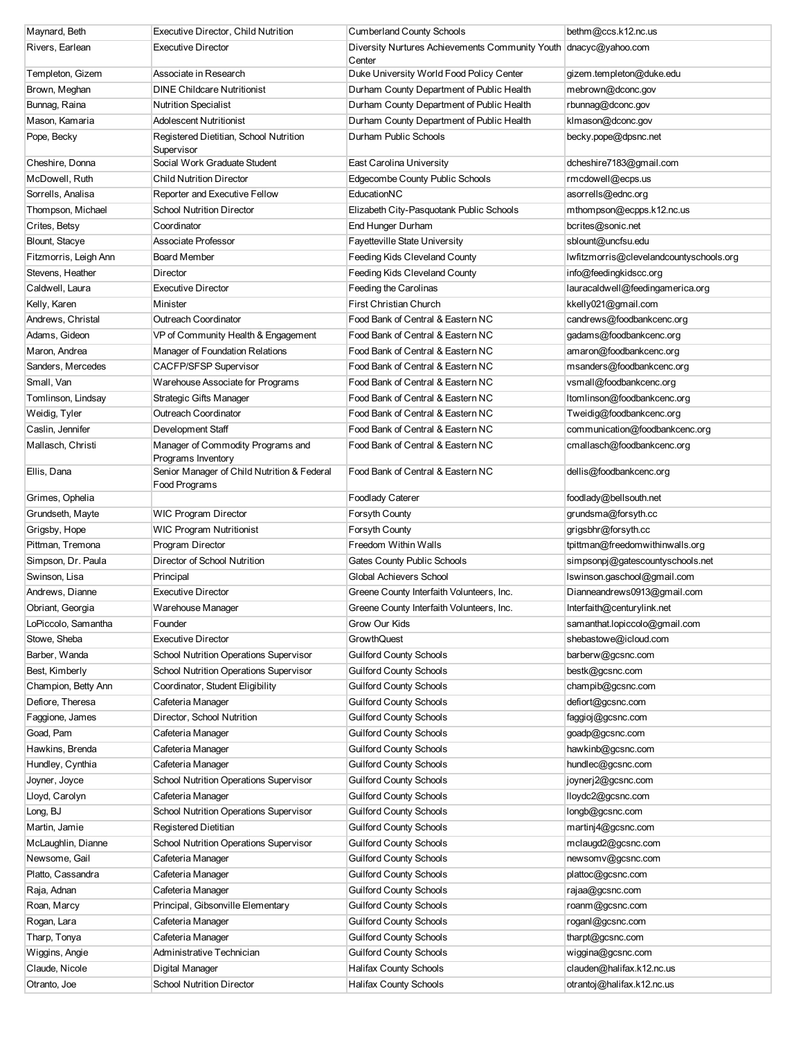| | | | |
|---|---|---|---|
| Maynard, Beth | Executive Director, Child Nutrition | Cumberland County Schools | bethm@ccs.k12.nc.us |
| Rivers, Earlean | Executive Director | Diversity Nurtures Achievements Community Youth Center | dnacyc@yahoo.com |
| Templeton, Gizem | Associate in Research | Duke University World Food Policy Center | gizem.templeton@duke.edu |
| Brown, Meghan | DINE Childcare Nutritionist | Durham County Department of Public Health | mebrown@dconc.gov |
| Bunnag, Raina | Nutrition Specialist | Durham County Department of Public Health | rbunnag@dconc.gov |
| Mason, Kamaria | Adolescent Nutritionist | Durham County Department of Public Health | klmason@dconc.gov |
| Pope, Becky | Registered Dietitian, School Nutrition Supervisor | Durham Public Schools | becky.pope@dpsnc.net |
| Cheshire, Donna | Social Work Graduate Student | East Carolina University | dcheshire7183@gmail.com |
| McDowell, Ruth | Child Nutrition Director | Edgecombe County Public Schools | rmcdowell@ecps.us |
| Sorrells, Analisa | Reporter and Executive Fellow | EducationNC | asorrells@ednc.org |
| Thompson, Michael | School Nutrition Director | Elizabeth City-Pasquotank Public Schools | mthompson@ecpps.k12.nc.us |
| Crites, Betsy | Coordinator | End Hunger Durham | bcrites@sonic.net |
| Blount, Stacye | Associate Professor | Fayetteville State University | sblount@uncfsu.edu |
| Fitzmorris, Leigh Ann | Board Member | Feeding Kids Cleveland County | lwfitzmorris@clevelandcountyschools.org |
| Stevens, Heather | Director | Feeding Kids Cleveland County | info@feedingkidscc.org |
| Caldwell, Laura | Executive Director | Feeding the Carolinas | lauracaldwell@feedingamerica.org |
| Kelly, Karen | Minister | First Christian Church | kkelly021@gmail.com |
| Andrews, Christal | Outreach Coordinator | Food Bank of Central & Eastern NC | candrews@foodbankcenc.org |
| Adams, Gideon | VP of Community Health & Engagement | Food Bank of Central & Eastern NC | gadams@foodbankcenc.org |
| Maron, Andrea | Manager of Foundation Relations | Food Bank of Central & Eastern NC | amaron@foodbankcenc.org |
| Sanders, Mercedes | CACFP/SFSP Supervisor | Food Bank of Central & Eastern NC | msanders@foodbankcenc.org |
| Small, Van | Warehouse Associate for Programs | Food Bank of Central & Eastern NC | vsmall@foodbankcenc.org |
| Tomlinson, Lindsay | Strategic Gifts Manager | Food Bank of Central & Eastern NC | ltomlinson@foodbankcenc.org |
| Weidig, Tyler | Outreach Coordinator | Food Bank of Central & Eastern NC | Tweidig@foodbankcenc.org |
| Caslin, Jennifer | Development Staff | Food Bank of Central & Eastern NC | communication@foodbankcenc.org |
| Mallasch, Christi | Manager of Commodity Programs and Programs Inventory | Food Bank of Central & Eastern NC | cmallasch@foodbankcenc.org |
| Ellis, Dana | Senior Manager of Child Nutrition & Federal Food Programs | Food Bank of Central & Eastern NC | dellis@foodbankcenc.org |
| Grimes, Ophelia | | Foodlady Caterer | foodlady@bellsouth.net |
| Grundseth, Mayte | WIC Program Director | Forsyth County | grundsma@forsyth.cc |
| Grigsby, Hope | WIC Program Nutritionist | Forsyth County | grigsbhr@forsyth.cc |
| Pittman, Tremona | Program Director | Freedom Within Walls | tpittman@freedomwithinwalls.org |
| Simpson, Dr. Paula | Director of School Nutrition | Gates County Public Schools | simpsonpj@gatescountyschools.net |
| Swinson, Lisa | Principal | Global Achievers School | lswinson.gaschool@gmail.com |
| Andrews, Dianne | Executive Director | Greene County Interfaith Volunteers, Inc. | Dianneandrews0913@gmail.com |
| Obriant, Georgia | Warehouse Manager | Greene County Interfaith Volunteers, Inc. | Interfaith@centurylink.net |
| LoPiccolo, Samantha | Founder | Grow Our Kids | samanthat.lopiccolo@gmail.com |
| Stowe, Sheba | Executive Director | GrowthQuest | shebastowe@icloud.com |
| Barber, Wanda | School Nutrition Operations Supervisor | Guilford County Schools | barberw@gcsnc.com |
| Best, Kimberly | School Nutrition Operations Supervisor | Guilford County Schools | bestk@gcsnc.com |
| Champion, Betty Ann | Coordinator, Student Eligibility | Guilford County Schools | champib@gcsnc.com |
| Defiore, Theresa | Cafeteria Manager | Guilford County Schools | defiort@gcsnc.com |
| Faggione, James | Director, School Nutrition | Guilford County Schools | faggioj@gcsnc.com |
| Goad, Pam | Cafeteria Manager | Guilford County Schools | goadp@gcsnc.com |
| Hawkins, Brenda | Cafeteria Manager | Guilford County Schools | hawkinb@gcsnc.com |
| Hundley, Cynthia | Cafeteria Manager | Guilford County Schools | hundlec@gcsnc.com |
| Joyner, Joyce | School Nutrition Operations Supervisor | Guilford County Schools | joynerj2@gcsnc.com |
| Lloyd, Carolyn | Cafeteria Manager | Guilford County Schools | lloydc2@gcsnc.com |
| Long, BJ | School Nutrition Operations Supervisor | Guilford County Schools | longb@gcsnc.com |
| Martin, Jamie | Registered Dietitian | Guilford County Schools | martinj4@gcsnc.com |
| McLaughlin, Dianne | School Nutrition Operations Supervisor | Guilford County Schools | mclaugd2@gcsnc.com |
| Newsome, Gail | Cafeteria Manager | Guilford County Schools | newsomv@gcsnc.com |
| Platto, Cassandra | Cafeteria Manager | Guilford County Schools | plattoc@gcsnc.com |
| Raja, Adnan | Cafeteria Manager | Guilford County Schools | rajaa@gcsnc.com |
| Roan, Marcy | Principal, Gibsonville Elementary | Guilford County Schools | roanm@gcsnc.com |
| Rogan, Lara | Cafeteria Manager | Guilford County Schools | roganl@gcsnc.com |
| Tharp, Tonya | Cafeteria Manager | Guilford County Schools | tharpt@gcsnc.com |
| Wiggins, Angie | Administrative Technician | Guilford County Schools | wiggina@gcsnc.com |
| Claude, Nicole | Digital Manager | Halifax County Schools | clauden@halifax.k12.nc.us |
| Otranto, Joe | School Nutrition Director | Halifax County Schools | otrantoj@halifax.k12.nc.us |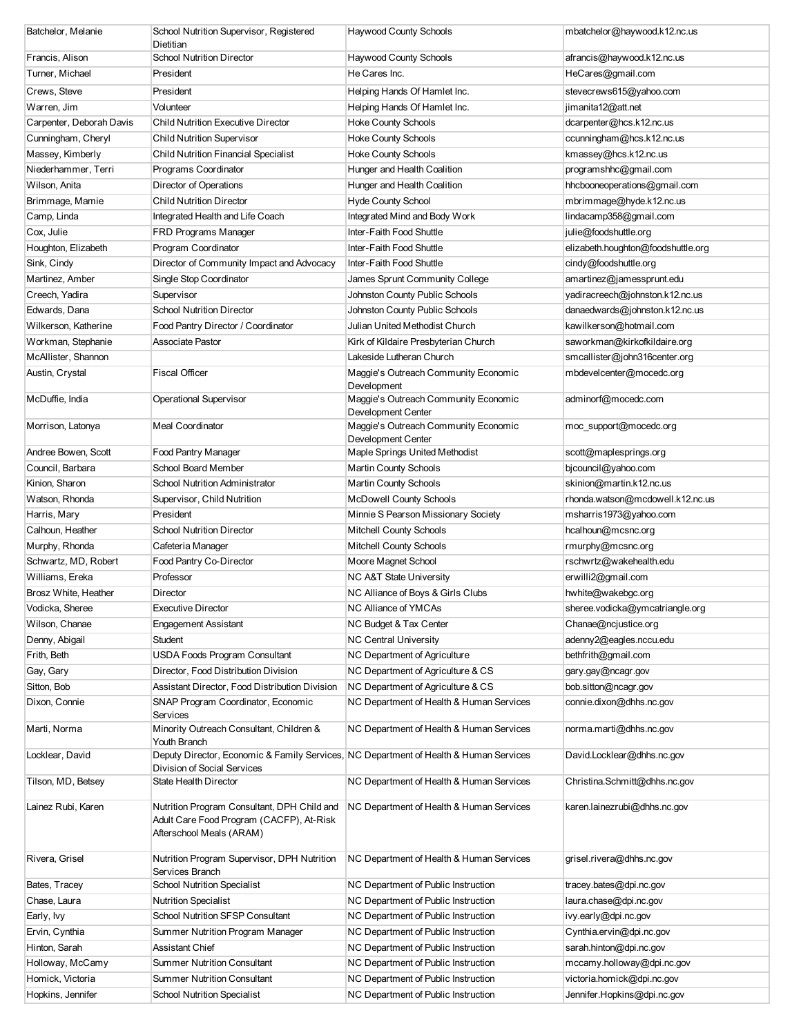| | | | |
|---|---|---|---|
| Batchelor, Melanie | School Nutrition Supervisor, Registered Dietitian | Haywood County Schools | mbatchelor@haywood.k12.nc.us |
| Francis, Alison | School Nutrition Director | Haywood County Schools | afrancis@haywood.k12.nc.us |
| Turner, Michael | President | He Cares Inc. | HeCares@gmail.com |
| Crews, Steve | President | Helping Hands Of Hamlet Inc. | stevecrews615@yahoo.com |
| Warren, Jim | Volunteer | Helping Hands Of Hamlet Inc. | jimanita12@att.net |
| Carpenter, Deborah Davis | Child Nutrition Executive Director | Hoke County Schools | dcarpenter@hcs.k12.nc.us |
| Cunningham, Cheryl | Child Nutrition Supervisor | Hoke County Schools | ccunningham@hcs.k12.nc.us |
| Massey, Kimberly | Child Nutrition Financial Specialist | Hoke County Schools | kmassey@hcs.k12.nc.us |
| Niederhammer, Terri | Programs Coordinator | Hunger and Health Coalition | programshhc@gmail.com |
| Wilson, Anita | Director of Operations | Hunger and Health Coalition | hhcbooneoperations@gmail.com |
| Brimmage, Mamie | Child Nutrition Director | Hyde County School | mbrimmage@hyde.k12.nc.us |
| Camp, Linda | Integrated Health and Life Coach | Integrated Mind and Body Work | lindacamp358@gmail.com |
| Cox, Julie | FRD Programs Manager | Inter-Faith Food Shuttle | julie@foodshuttle.org |
| Houghton, Elizabeth | Program Coordinator | Inter-Faith Food Shuttle | elizabeth.houghton@foodshuttle.org |
| Sink, Cindy | Director of Community Impact and Advocacy | Inter-Faith Food Shuttle | cindy@foodshuttle.org |
| Martinez, Amber | Single Stop Coordinator | James Sprunt Community College | amartinez@jamessprunt.edu |
| Creech, Yadira | Supervisor | Johnston County Public Schools | yadiracreech@johnston.k12.nc.us |
| Edwards, Dana | School Nutrition Director | Johnston County Public Schools | danaedwards@johnston.k12.nc.us |
| Wilkerson, Katherine | Food Pantry Director / Coordinator | Julian United Methodist Church | kawilkerson@hotmail.com |
| Workman, Stephanie | Associate Pastor | Kirk of Kildaire Presbyterian Church | saworkman@kirkofkildaire.org |
| McAllister, Shannon | | Lakeside Lutheran Church | smcallister@john316center.org |
| Austin, Crystal | Fiscal Officer | Maggie's Outreach Community Economic Development | mbdevelcenter@mocedc.org |
| McDuffie, India | Operational Supervisor | Maggie's Outreach Community Economic Development Center | adminorf@mocedc.com |
| Morrison, Latonya | Meal Coordinator | Maggie's Outreach Community Economic Development Center | moc_support@mocedc.org |
| Andree Bowen, Scott | Food Pantry Manager | Maple Springs United Methodist | scott@maplesprings.org |
| Council, Barbara | School Board Member | Martin County Schools | bjcouncil@yahoo.com |
| Kinion, Sharon | School Nutrition Administrator | Martin County Schools | skinion@martin.k12.nc.us |
| Watson, Rhonda | Supervisor, Child Nutrition | McDowell County Schools | rhonda.watson@mcdowell.k12.nc.us |
| Harris, Mary | President | Minnie S Pearson Missionary Society | msharris1973@yahoo.com |
| Calhoun, Heather | School Nutrition Director | Mitchell County Schools | hcalhoun@mcsnc.org |
| Murphy, Rhonda | Cafeteria Manager | Mitchell County Schools | rmurphy@mcsnc.org |
| Schwartz, MD, Robert | Food Pantry Co-Director | Moore Magnet School | rschwrtz@wakehealth.edu |
| Williams, Ereka | Professor | NC A&T State University | erwilli2@gmail.com |
| Brosz White, Heather | Director | NC Alliance of Boys & Girls Clubs | hwhite@wakebgc.org |
| Vodicka, Sheree | Executive Director | NC Alliance of YMCAs | sheree.vodicka@ymcatriangle.org |
| Wilson, Chanae | Engagement Assistant | NC Budget & Tax Center | Chanae@ncjustice.org |
| Denny, Abigail | Student | NC Central University | adenny2@eagles.nccu.edu |
| Frith, Beth | USDA Foods Program Consultant | NC Department of Agriculture | bethfrith@gmail.com |
| Gay, Gary | Director, Food Distribution Division | NC Department of Agriculture & CS | gary.gay@ncagr.gov |
| Sitton, Bob | Assistant Director, Food Distribution Division | NC Department of Agriculture & CS | bob.sitton@ncagr.gov |
| Dixon, Connie | SNAP Program Coordinator, Economic Services | NC Department of Health & Human Services | connie.dixon@dhhs.nc.gov |
| Marti, Norma | Minority Outreach Consultant, Children & Youth Branch | NC Department of Health & Human Services | norma.marti@dhhs.nc.gov |
| Locklear, David | Deputy Director, Economic & Family Services, Division of Social Services | NC Department of Health & Human Services | David.Locklear@dhhs.nc.gov |
| Tilson, MD, Betsey | State Health Director | NC Department of Health & Human Services | Christina.Schmitt@dhhs.nc.gov |
| Lainez Rubi, Karen | Nutrition Program Consultant, DPH Child and Adult Care Food Program (CACFP), At-Risk Afterschool Meals (ARAM) | NC Department of Health & Human Services | karen.lainezrubi@dhhs.nc.gov |
| Rivera, Grisel | Nutrition Program Supervisor, DPH Nutrition Services Branch | NC Department of Health & Human Services | grisel.rivera@dhhs.nc.gov |
| Bates, Tracey | School Nutrition Specialist | NC Department of Public Instruction | tracey.bates@dpi.nc.gov |
| Chase, Laura | Nutrition Specialist | NC Department of Public Instruction | laura.chase@dpi.nc.gov |
| Early, Ivy | School Nutrition SFSP Consultant | NC Department of Public Instruction | ivy.early@dpi.nc.gov |
| Ervin, Cynthia | Summer Nutrition Program Manager | NC Department of Public Instruction | Cynthia.ervin@dpi.nc.gov |
| Hinton, Sarah | Assistant Chief | NC Department of Public Instruction | sarah.hinton@dpi.nc.gov |
| Holloway, McCarny | Summer Nutrition Consultant | NC Department of Public Instruction | mccarny.holloway@dpi.nc.gov |
| Homick, Victoria | Summer Nutrition Consultant | NC Department of Public Instruction | victoria.homick@dpi.nc.gov |
| Hopkins, Jennifer | School Nutrition Specialist | NC Department of Public Instruction | Jennifer.Hopkins@dpi.nc.gov |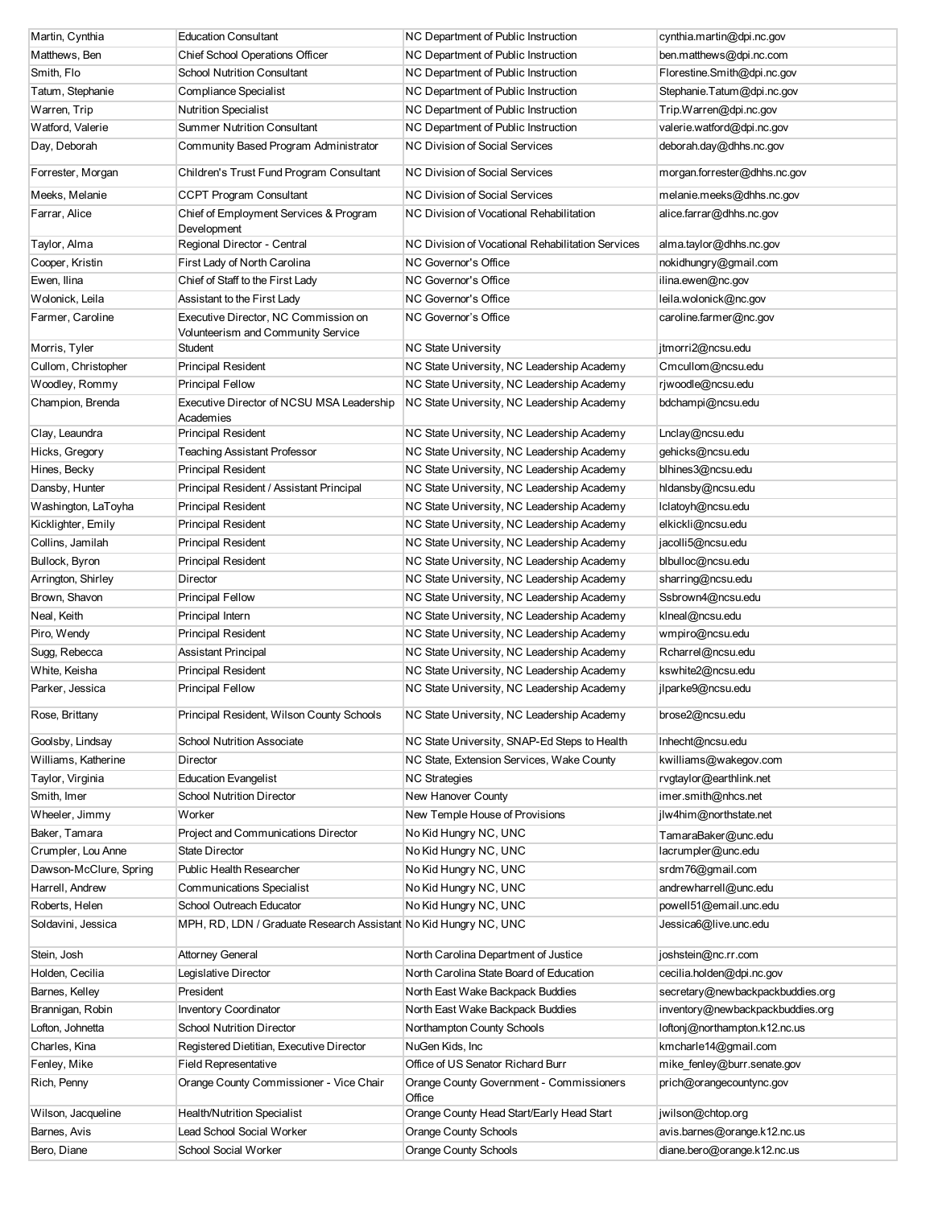| Martin, Cynthia | Education Consultant | NC Department of Public Instruction | cynthia.martin@dpi.nc.gov |
|---|---|---|---|
| Matthews, Ben | Chief School Operations Officer | NC Department of Public Instruction | ben.matthews@dpi.nc.com |
| Smith, Flo | School Nutrition Consultant | NC Department of Public Instruction | Florestine.Smith@dpi.nc.gov |
| Tatum, Stephanie | Compliance Specialist | NC Department of Public Instruction | Stephanie.Tatum@dpi.nc.gov |
| Warren, Trip | Nutrition Specialist | NC Department of Public Instruction | Trip.Warren@dpi.nc.gov |
| Watford, Valerie | Summer Nutrition Consultant | NC Department of Public Instruction | valerie.watford@dpi.nc.gov |
| Day, Deborah | Community Based Program Administrator | NC Division of Social Services | deborah.day@dhhs.nc.gov |
| Forrester, Morgan | Children's Trust Fund Program Consultant | NC Division of Social Services | morgan.forrester@dhhs.nc.gov |
| Meeks, Melanie | CCPT Program Consultant | NC Division of Social Services | melanie.meeks@dhhs.nc.gov |
| Farrar, Alice | Chief of Employment Services & Program Development | NC Division of Vocational Rehabilitation | alice.farrar@dhhs.nc.gov |
| Taylor, Alma | Regional Director - Central | NC Division of Vocational Rehabilitation Services | alma.taylor@dhhs.nc.gov |
| Cooper, Kristin | First Lady of North Carolina | NC Governor's Office | nokidhungry@gmail.com |
| Ewen, Ilina | Chief of Staff to the First Lady | NC Governor's Office | ilina.ewen@nc.gov |
| Wolonick, Leila | Assistant to the First Lady | NC Governor's Office | leila.wolonick@nc.gov |
| Farmer, Caroline | Executive Director, NC Commission on Volunteerism and Community Service | NC Governor's Office | caroline.farmer@nc.gov |
| Morris, Tyler | Student | NC State University | jtmorri2@ncsu.edu |
| Cullom, Christopher | Principal Resident | NC State University, NC Leadership Academy | Cmcullom@ncsu.edu |
| Woodley, Rommy | Principal Fellow | NC State University, NC Leadership Academy | rjwoodle@ncsu.edu |
| Champion, Brenda | Executive Director of NCSU MSA Leadership Academies | NC State University, NC Leadership Academy | bdchampi@ncsu.edu |
| Clay, Leandra | Principal Resident | NC State University, NC Leadership Academy | Lnclay@ncsu.edu |
| Hicks, Gregory | Teaching Assistant Professor | NC State University, NC Leadership Academy | gehicks@ncsu.edu |
| Hines, Becky | Principal Resident | NC State University, NC Leadership Academy | blhines3@ncsu.edu |
| Dansby, Hunter | Principal Resident / Assistant Principal | NC State University, NC Leadership Academy | hldansby@ncsu.edu |
| Washington, LaToyha | Principal Resident | NC State University, NC Leadership Academy | lclatoyh@ncsu.edu |
| Kicklighter, Emily | Principal Resident | NC State University, NC Leadership Academy | elkickli@ncsu.edu |
| Collins, Jamilah | Principal Resident | NC State University, NC Leadership Academy | jacolli5@ncsu.edu |
| Bullock, Byron | Principal Resident | NC State University, NC Leadership Academy | blbulloc@ncsu.edu |
| Arrington, Shirley | Director | NC State University, NC Leadership Academy | sharring@ncsu.edu |
| Brown, Shavon | Principal Fellow | NC State University, NC Leadership Academy | Ssbrown4@ncsu.edu |
| Neal, Keith | Principal Intern | NC State University, NC Leadership Academy | klneal@ncsu.edu |
| Piro, Wendy | Principal Resident | NC State University, NC Leadership Academy | wmpiro@ncsu.edu |
| Sugg, Rebecca | Assistant Principal | NC State University, NC Leadership Academy | Rcharrel@ncsu.edu |
| White, Keisha | Principal Resident | NC State University, NC Leadership Academy | kswhite2@ncsu.edu |
| Parker, Jessica | Principal Fellow | NC State University, NC Leadership Academy | jlparke9@ncsu.edu |
| Rose, Brittany | Principal Resident, Wilson County Schools | NC State University, NC Leadership Academy | brose2@ncsu.edu |
| Goolsby, Lindsay | School Nutrition Associate | NC State University, SNAP-Ed Steps to Health | lnhecht@ncsu.edu |
| Williams, Katherine | Director | NC State, Extension Services, Wake County | kwilliams@wakegov.com |
| Taylor, Virginia | Education Evangelist | NC Strategies | rvgtaylor@earthlink.net |
| Smith, Imer | School Nutrition Director | New Hanover County | imer.smith@nhcs.net |
| Wheeler, Jimmy | Worker | New Temple House of Provisions | jlw4him@northstate.net |
| Baker, Tamara | Project and Communications Director | No Kid Hungry NC, UNC | TamaraBaker@unc.edu |
| Crumpler, Lou Anne | State Director | No Kid Hungry NC, UNC | lacrumpler@unc.edu |
| Dawson-McClure, Spring | Public Health Researcher | No Kid Hungry NC, UNC | srdm76@gmail.com |
| Harrell, Andrew | Communications Specialist | No Kid Hungry NC, UNC | andrewharrell@unc.edu |
| Roberts, Helen | School Outreach Educator | No Kid Hungry NC, UNC | powell51@email.unc.edu |
| Soldavini, Jessica | MPH, RD, LDN / Graduate Research Assistant | No Kid Hungry NC, UNC | Jessica6@live.unc.edu |
| Stein, Josh | Attorney General | North Carolina Department of Justice | joshstein@nc.rr.com |
| Holden, Cecilia | Legislative Director | North Carolina State Board of Education | cecilia.holden@dpi.nc.gov |
| Barnes, Kelley | President | North East Wake Backpack Buddies | secretary@newbackpackbuddies.org |
| Brannigan, Robin | Inventory Coordinator | North East Wake Backpack Buddies | inventory@newbackpackbuddies.org |
| Lofton, Johnetta | School Nutrition Director | Northampton County Schools | loftonj@northampton.k12.nc.us |
| Charles, Kina | Registered Dietitian, Executive Director | NuGen Kids, Inc | kmcharle14@gmail.com |
| Fenley, Mike | Field Representative | Office of US Senator Richard Burr | mike_fenley@burr.senate.gov |
| Rich, Penny | Orange County Commissioner - Vice Chair | Orange County Government - Commissioners Office | prich@orangecountync.gov |
| Wilson, Jacqueline | Health/Nutrition Specialist | Orange County Head Start/Early Head Start | jwilson@chtop.org |
| Barnes, Avis | Lead School Social Worker | Orange County Schools | avis.barnes@orange.k12.nc.us |
| Bero, Diane | School Social Worker | Orange County Schools | diane.bero@orange.k12.nc.us |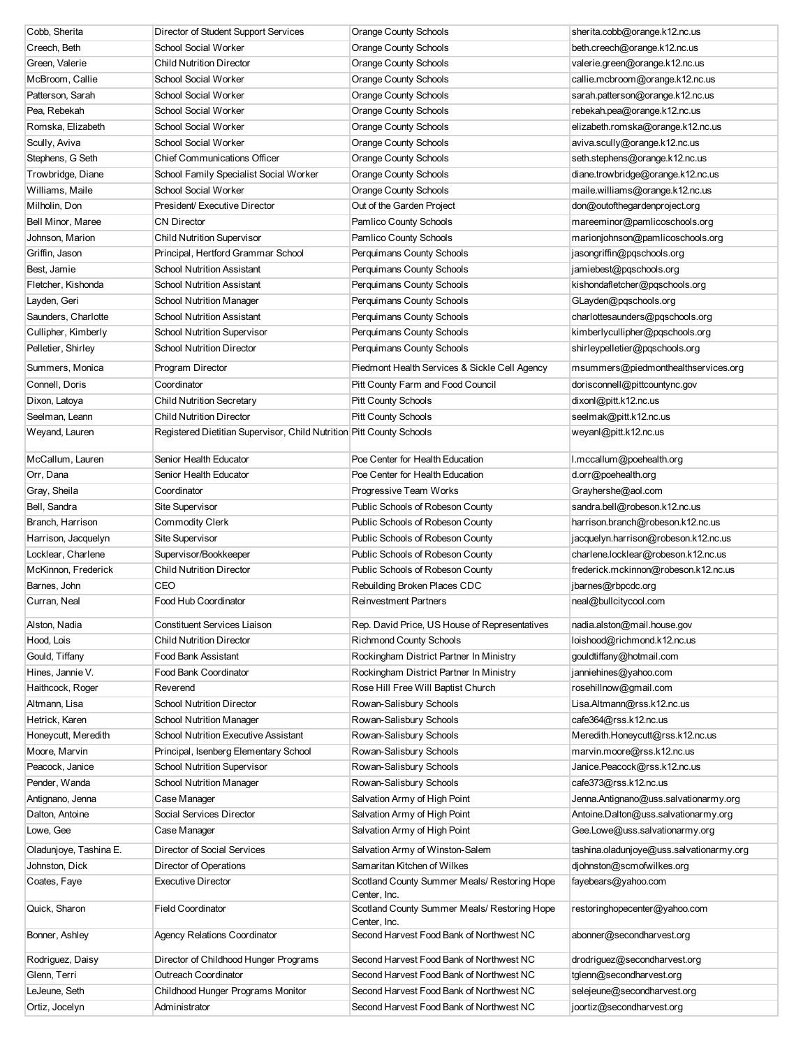| | | | |
|---|---|---|---|
| Cobb, Sherita | Director of Student Support Services | Orange County Schools | sherita.cobb@orange.k12.nc.us |
| Creech, Beth | School Social Worker | Orange County Schools | beth.creech@orange.k12.nc.us |
| Green, Valerie | Child Nutrition Director | Orange County Schools | valerie.green@orange.k12.nc.us |
| McBroom, Callie | School Social Worker | Orange County Schools | callie.mcbroom@orange.k12.nc.us |
| Patterson, Sarah | School Social Worker | Orange County Schools | sarah.patterson@orange.k12.nc.us |
| Pea, Rebekah | School Social Worker | Orange County Schools | rebekah.pea@orange.k12.nc.us |
| Romska, Elizabeth | School Social Worker | Orange County Schools | elizabeth.romska@orange.k12.nc.us |
| Scully, Aviva | School Social Worker | Orange County Schools | aviva.scully@orange.k12.nc.us |
| Stephens, G Seth | Chief Communications Officer | Orange County Schools | seth.stephens@orange.k12.nc.us |
| Trowbridge, Diane | School Family Specialist Social Worker | Orange County Schools | diane.trowbridge@orange.k12.nc.us |
| Williams, Maile | School Social Worker | Orange County Schools | maile.williams@orange.k12.nc.us |
| Milholin, Don | President/ Executive Director | Out of the Garden Project | don@outofthegardenproject.org |
| Bell Minor, Maree | CN Director | Pamlico County Schools | mareeminor@pamlicoschools.org |
| Johnson, Marion | Child Nutrition Supervisor | Pamlico County Schools | marionjohnson@pamlicoschools.org |
| Griffin, Jason | Principal, Hertford Grammar School | Perquimans County Schools | jasongriffin@pqschools.org |
| Best, Jamie | School Nutrition Assistant | Perquimans County Schools | jamiebest@pqschools.org |
| Fletcher, Kishonda | School Nutrition Assistant | Perquimans County Schools | kishondafletcher@pqschools.org |
| Layden, Geri | School Nutrition Manager | Perquimans County Schools | GLayden@pqschools.org |
| Saunders, Charlotte | School Nutrition Assistant | Perquimans County Schools | charlottesaunders@pqschools.org |
| Cullipher, Kimberly | School Nutrition Supervisor | Perquimans County Schools | kimberlycullipher@pqschools.org |
| Pelletier, Shirley | School Nutrition Director | Perquimans County Schools | shirleypelletier@pqschools.org |
| Summers, Monica | Program Director | Piedmont Health Services & Sickle Cell Agency | msummers@piedmonthealthservices.org |
| Connell, Doris | Coordinator | Pitt County Farm and Food Council | dorisconnell@pittcountync.gov |
| Dixon, Latoya | Child Nutrition Secretary | Pitt County Schools | dixonl@pitt.k12.nc.us |
| Seelman, Leann | Child Nutrition Director | Pitt County Schools | seelmak@pitt.k12.nc.us |
| Weyand, Lauren | Registered Dietitian Supervisor, Child Nutrition | Pitt County Schools | weyanl@pitt.k12.nc.us |
| McCallum, Lauren | Senior Health Educator | Poe Center for Health Education | l.mccallum@poehealth.org |
| Orr, Dana | Senior Health Educator | Poe Center for Health Education | d.orr@poehealth.org |
| Gray, Sheila | Coordinator | Progressive Team Works | Grayhershe@aol.com |
| Bell, Sandra | Site Supervisor | Public Schools of Robeson County | sandra.bell@robeson.k12.nc.us |
| Branch, Harrison | Commodity Clerk | Public Schools of Robeson County | harrison.branch@robeson.k12.nc.us |
| Harrison, Jacquelyn | Site Supervisor | Public Schools of Robeson County | jacquelyn.harrison@robeson.k12.nc.us |
| Locklear, Charlene | Supervisor/Bookkeeper | Public Schools of Robeson County | charlene.locklear@robeson.k12.nc.us |
| McKinnon, Frederick | Child Nutrition Director | Public Schools of Robeson County | frederick.mckinnon@robeson.k12.nc.us |
| Barnes, John | CEO | Rebuilding Broken Places CDC | jbarnes@rbpcdc.org |
| Curran, Neal | Food Hub Coordinator | Reinvestment Partners | neal@bullcitycool.com |
| Alston, Nadia | Constituent Services Liaison | Rep. David Price, US House of Representatives | nadia.alston@mail.house.gov |
| Hood, Lois | Child Nutrition Director | Richmond County Schools | loishood@richmond.k12.nc.us |
| Gould, Tiffany | Food Bank Assistant | Rockingham District Partner In Ministry | gouldtiffany@hotmail.com |
| Hines, Jannie V. | Food Bank Coordinator | Rockingham District Partner In Ministry | janniehines@yahoo.com |
| Haithcock, Roger | Reverend | Rose Hill Free Will Baptist Church | rosehillnow@gmail.com |
| Altmann, Lisa | School Nutrition Director | Rowan-Salisbury Schools | Lisa.Altmann@rss.k12.nc.us |
| Hetrick, Karen | School Nutrition Manager | Rowan-Salisbury Schools | cafe364@rss.k12.nc.us |
| Honeycutt, Meredith | School Nutrition Executive Assistant | Rowan-Salisbury Schools | Meredith.Honeycutt@rss.k12.nc.us |
| Moore, Marvin | Principal, Isenberg Elementary School | Rowan-Salisbury Schools | marvin.moore@rss.k12.nc.us |
| Peacock, Janice | School Nutrition Supervisor | Rowan-Salisbury Schools | Janice.Peacock@rss.k12.nc.us |
| Pender, Wanda | School Nutrition Manager | Rowan-Salisbury Schools | cafe373@rss.k12.nc.us |
| Antignano, Jenna | Case Manager | Salvation Army of High Point | Jenna.Antignano@uss.salvationarmy.org |
| Dalton, Antoine | Social Services Director | Salvation Army of High Point | Antoine.Dalton@uss.salvationarmy.org |
| Lowe, Gee | Case Manager | Salvation Army of High Point | Gee.Lowe@uss.salvationarmy.org |
| Oladunjoye, Tashina E. | Director of Social Services | Salvation Army of Winston-Salem | tashina.oladunjoye@uss.salvationarmy.org |
| Johnston, Dick | Director of Operations | Samaritan Kitchen of Wilkes | djohnston@scmofwilkes.org |
| Coates, Faye | Executive Director | Scotland County Summer Meals/ Restoring Hope Center, Inc. | fayebears@yahoo.com |
| Quick, Sharon | Field Coordinator | Scotland County Summer Meals/ Restoring Hope Center, Inc. | restoringhopecenter@yahoo.com |
| Bonner, Ashley | Agency Relations Coordinator | Second Harvest Food Bank of Northwest NC | abonner@secondharvest.org |
| Rodriguez, Daisy | Director of Childhood Hunger Programs | Second Harvest Food Bank of Northwest NC | drodriguez@secondharvest.org |
| Glenn, Terri | Outreach Coordinator | Second Harvest Food Bank of Northwest NC | tglenn@secondharvest.org |
| LeJeune, Seth | Childhood Hunger Programs Monitor | Second Harvest Food Bank of Northwest NC | selejeune@secondharvest.org |
| Ortiz, Jocelyn | Administrator | Second Harvest Food Bank of Northwest NC | joortiz@secondharvest.org |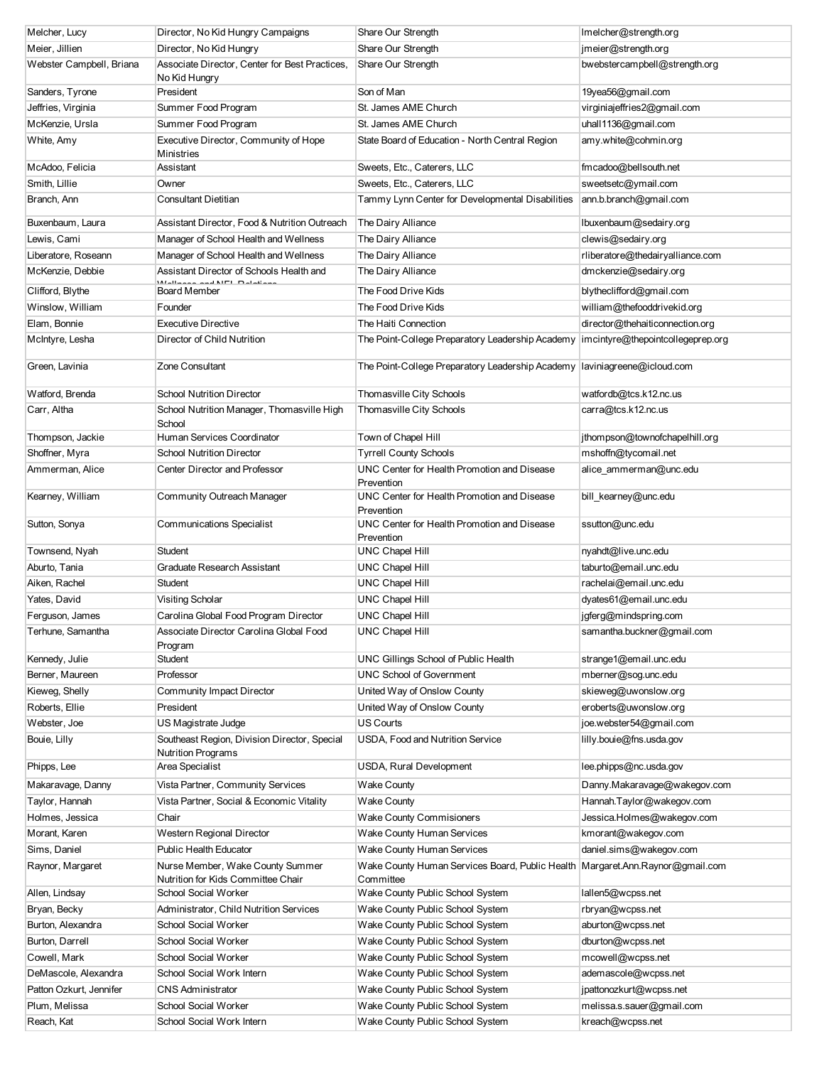| | | | |
|---|---|---|---|
| Melcher, Lucy | Director, No Kid Hungry Campaigns | Share Our Strength | lmelcher@strength.org |
| Meier, Jillien | Director, No Kid Hungry | Share Our Strength | jmeier@strength.org |
| Webster Campbell, Briana | Associate Director, Center for Best Practices, No Kid Hungry | Share Our Strength | bwebstercampbell@strength.org |
| Sanders, Tyrone | President | Son of Man | 19yea56@gmail.com |
| Jeffries, Virginia | Summer Food Program | St. James AME Church | virginiajeffries2@gmail.com |
| McKenzie, Ursla | Summer Food Program | St. James AME Church | uhall1136@gmail.com |
| White, Amy | Executive Director, Community of Hope Ministries | State Board of Education - North Central Region | amy.white@cohmin.org |
| McAdoo, Felicia | Assistant | Sweets, Etc., Caterers, LLC | fmcadoo@bellsouth.net |
| Smith, Lillie | Owner | Sweets, Etc., Caterers, LLC | sweetsetc@ymail.com |
| Branch, Ann | Consultant Dietitian | Tammy Lynn Center for Developmental Disabilities | ann.b.branch@gmail.com |
| Buxenbaum, Laura | Assistant Director, Food & Nutrition Outreach | The Dairy Alliance | lbuxenbaum@sedairy.org |
| Lewis, Cami | Manager of School Health and Wellness | The Dairy Alliance | clewis@sedairy.org |
| Liberatore, Roseann | Manager of School Health and Wellness | The Dairy Alliance | rliberatore@thedairyalliance.com |
| McKenzie, Debbie | Assistant Director of Schools Health and Wellness and NFL Relations | The Dairy Alliance | dmckenzie@sedairy.org |
| Clifford, Blythe | Board Member | The Food Drive Kids | blytheclifford@gmail.com |
| Winslow, William | Founder | The Food Drive Kids | william@thefooddrivekid.org |
| Elam, Bonnie | Executive Directive | The Haiti Connection | director@thehaiticonnection.org |
| McIntyre, Lesha | Director of Child Nutrition | The Point-College Preparatory Leadership Academy | imcintyre@thepointcollegeprep.org |
| Green, Lavinia | Zone Consultant | The Point-College Preparatory Leadership Academy | laviniagreene@icloud.com |
| Watford, Brenda | School Nutrition Director | Thomasville City Schools | watfordb@tcs.k12.nc.us |
| Carr, Altha | School Nutrition Manager, Thomasville High School | Thomasville City Schools | carra@tcs.k12.nc.us |
| Thompson, Jackie | Human Services Coordinator | Town of Chapel Hill | jthompson@townofchapelhill.org |
| Shoffner, Myra | School Nutrition Director | Tyrrell County Schools | mshoffn@tycomail.net |
| Ammerman, Alice | Center Director and Professor | UNC Center for Health Promotion and Disease Prevention | alice_ammerman@unc.edu |
| Kearney, William | Community Outreach Manager | UNC Center for Health Promotion and Disease Prevention | bill_kearney@unc.edu |
| Sutton, Sonya | Communications Specialist | UNC Center for Health Promotion and Disease Prevention | ssutton@unc.edu |
| Townsend, Nyah | Student | UNC Chapel Hill | nyahdt@live.unc.edu |
| Aburto, Tania | Graduate Research Assistant | UNC Chapel Hill | taburto@email.unc.edu |
| Aiken, Rachel | Student | UNC Chapel Hill | rachelai@email.unc.edu |
| Yates, David | Visiting Scholar | UNC Chapel Hill | dyates61@email.unc.edu |
| Ferguson, James | Carolina Global Food Program Director | UNC Chapel Hill | jgferg@mindspring.com |
| Terhune, Samantha | Associate Director Carolina Global Food Program | UNC Chapel Hill | samantha.buckner@gmail.com |
| Kennedy, Julie | Student | UNC Gillings School of Public Health | strange1@email.unc.edu |
| Berner, Maureen | Professor | UNC School of Government | mberner@sog.unc.edu |
| Kieweg, Shelly | Community Impact Director | United Way of Onslow County | skieweg@uwonslow.org |
| Roberts, Ellie | President | United Way of Onslow County | eroberts@uwonslow.org |
| Webster, Joe | US Magistrate Judge | US Courts | joe.webster54@gmail.com |
| Bouie, Lilly | Southeast Region, Division Director, Special Nutrition Programs | USDA, Food and Nutrition Service | lilly.bouie@fns.usda.gov |
| Phipps, Lee | Area Specialist | USDA, Rural Development | lee.phipps@nc.usda.gov |
| Makaravage, Danny | Vista Partner, Community Services | Wake County | Danny.Makaravage@wakegov.com |
| Taylor, Hannah | Vista Partner, Social & Economic Vitality | Wake County | Hannah.Taylor@wakegov.com |
| Holmes, Jessica | Chair | Wake County Commisioners | Jessica.Holmes@wakegov.com |
| Morant, Karen | Western Regional Director | Wake County Human Services | kmorant@wakegov.com |
| Sims, Daniel | Public Health Educator | Wake County Human Services | daniel.sims@wakegov.com |
| Raynor, Margaret | Nurse Member, Wake County Summer Nutrition for Kids Committee Chair | Wake County Human Services Board, Public Health Committee | Margaret.Ann.Raynor@gmail.com |
| Allen, Lindsay | School Social Worker | Wake County Public School System | lallen5@wcpss.net |
| Bryan, Becky | Administrator, Child Nutrition Services | Wake County Public School System | rbryan@wcpss.net |
| Burton, Alexandra | School Social Worker | Wake County Public School System | aburton@wcpss.net |
| Burton, Darrell | School Social Worker | Wake County Public School System | dburton@wcpss.net |
| Cowell, Mark | School Social Worker | Wake County Public School System | mcowell@wcpss.net |
| DeMascole, Alexandra | School Social Work Intern | Wake County Public School System | ademascole@wcpss.net |
| Patton Ozkurt, Jennifer | CNS Administrator | Wake County Public School System | jpattonozkurt@wcpss.net |
| Plum, Melissa | School Social Worker | Wake County Public School System | melissa.s.sauer@gmail.com |
| Reach, Kat | School Social Work Intern | Wake County Public School System | kreach@wcpss.net |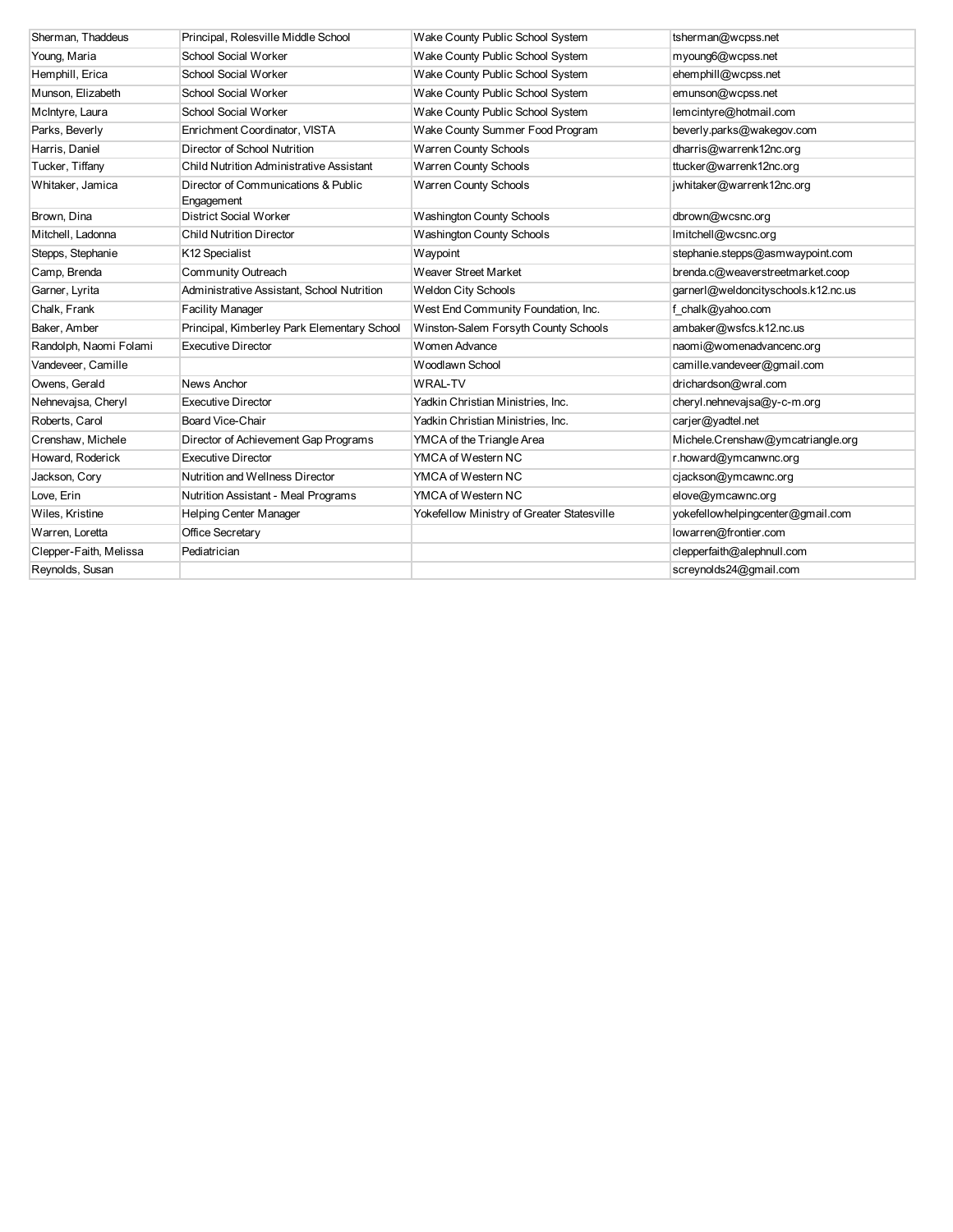| | | | |
|---|---|---|---|
| Sherman, Thaddeus | Principal, Rolesville Middle School | Wake County Public School System | tsherman@wcpss.net |
| Young, Maria | School Social Worker | Wake County Public School System | myoung6@wcpss.net |
| Hemphill, Erica | School Social Worker | Wake County Public School System | ehemphill@wcpss.net |
| Munson, Elizabeth | School Social Worker | Wake County Public School System | emunson@wcpss.net |
| McIntyre, Laura | School Social Worker | Wake County Public School System | lemcintyre@hotmail.com |
| Parks, Beverly | Enrichment Coordinator, VISTA | Wake County Summer Food Program | beverly.parks@wakegov.com |
| Harris, Daniel | Director of School Nutrition | Warren County Schools | dharris@warrenk12nc.org |
| Tucker, Tiffany | Child Nutrition Administrative Assistant | Warren County Schools | ttucker@warrenk12nc.org |
| Whitaker, Jamica | Director of Communications & Public Engagement | Warren County Schools | jwhitaker@warrenk12nc.org |
| Brown, Dina | District Social Worker | Washington County Schools | dbrown@wcsnc.org |
| Mitchell, Ladonna | Child Nutrition Director | Washington County Schools | lmitchell@wcsnc.org |
| Stepps, Stephanie | K12 Specialist | Waypoint | stephanie.stepps@asmwaypoint.com |
| Camp, Brenda | Community Outreach | Weaver Street Market | brenda.c@weaverstreetmarket.coop |
| Garner, Lyrita | Administrative Assistant, School Nutrition | Weldon City Schools | garnerl@weldoncityschools.k12.nc.us |
| Chalk, Frank | Facility Manager | West End Community Foundation, Inc. | f_chalk@yahoo.com |
| Baker, Amber | Principal, Kimberley Park Elementary School | Winston-Salem Forsyth County Schools | ambaker@wsfcs.k12.nc.us |
| Randolph, Naomi Folami | Executive Director | Women Advance | naomi@womenadvancenc.org |
| Vandeveer, Camille | | Woodlawn School | camille.vandeveer@gmail.com |
| Owens, Gerald | News Anchor | WRAL-TV | drichardson@wral.com |
| Nehnevajsa, Cheryl | Executive Director | Yadkin Christian Ministries, Inc. | cheryl.nehnevajsa@y-c-m.org |
| Roberts, Carol | Board Vice-Chair | Yadkin Christian Ministries, Inc. | carjer@yadtel.net |
| Crenshaw, Michele | Director of Achievement Gap Programs | YMCA of the Triangle Area | Michele.Crenshaw@ymcatriangle.org |
| Howard, Roderick | Executive Director | YMCA of Western NC | r.howard@ymcanwnc.org |
| Jackson, Cory | Nutrition and Wellness Director | YMCA of Western NC | cjackson@ymcawnc.org |
| Love, Erin | Nutrition Assistant - Meal Programs | YMCA of Western NC | elove@ymcawnc.org |
| Wiles, Kristine | Helping Center Manager | Yokefellow Ministry of Greater Statesville | yokefellowhelpingcenter@gmail.com |
| Warren, Loretta | Office Secretary | | lowarren@frontier.com |
| Clepper-Faith, Melissa | Pediatrician | | clepperfaith@alephnull.com |
| Reynolds, Susan | | | screynolds24@gmail.com |